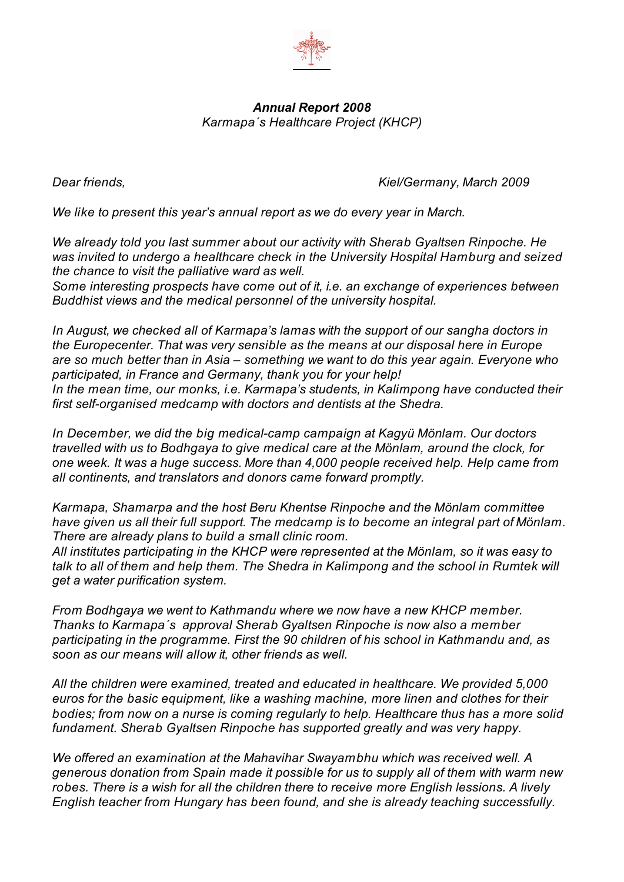***Annual Report 2008***

*Karmapa´s Healthcare Project (KHCP)*

*Dear friends,* *Kiel/Germany, March 2009*

*We like to present this year's annual report as we do every year in March.*

*We already told you last summer about our activity with Sherab Gyaltsen Rinpoche. He was invited to undergo a healthcare check in the University Hospital Hamburg and seized the chance to visit the palliative ward as well.*
*Some interesting prospects have come out of it, i.e. an exchange of experiences between Buddhist views and the medical personnel of the university hospital.*

*In August, we checked all of Karmapa's lamas with the support of our sangha doctors in the Europecenter. That was very sensible as the means at our disposal here in Europe are so much better than in Asia – something we want to do this year again. Everyone who participated, in France and Germany, thank you for your help!*
*In the mean time, our monks, i.e. Karmapa's students, in Kalimpong have conducted their first self-organised medcamp with doctors and dentists at the Shedra.*

*In December, we did the big medical-camp campaign at Kagyü Mönlam. Our doctors travelled with us to Bodhgaya to give medical care at the Mönlam, around the clock, for one week. It was a huge success. More than 4,000 people received help. Help came from all continents, and translators and donors came forward promptly.*

*Karmapa, Shamarpa and the host Beru Khentse Rinpoche and the Mönlam committee have given us all their full support. The medcamp is to become an integral part of Mönlam. There are already plans to build a small clinic room.*
*All institutes participating in the KHCP were represented at the Mönlam, so it was easy to talk to all of them and help them. The Shedra in Kalimpong and the school in Rumtek will get a water purification system.*

*From Bodhgaya we went to Kathmandu where we now have a new KHCP member. Thanks to Karmapa´s approval Sherab Gyaltsen Rinpoche is now also a member participating in the programme. First the 90 children of his school in Kathmandu and, as soon as our means will allow it, other friends as well.*

*All the children were examined, treated and educated in healthcare. We provided 5,000 euros for the basic equipment, like a washing machine, more linen and clothes for their bodies; from now on a nurse is coming regularly to help. Healthcare thus has a more solid fundament. Sherab Gyaltsen Rinpoche has supported greatly and was very happy.*

*We offered an examination at the Mahavihar Swayambhu which was received well. A generous donation from Spain made it possible for us to supply all of them with warm new robes. There is a wish for all the children there to receive more English lessions. A lively English teacher from Hungary has been found, and she is already teaching successfully.*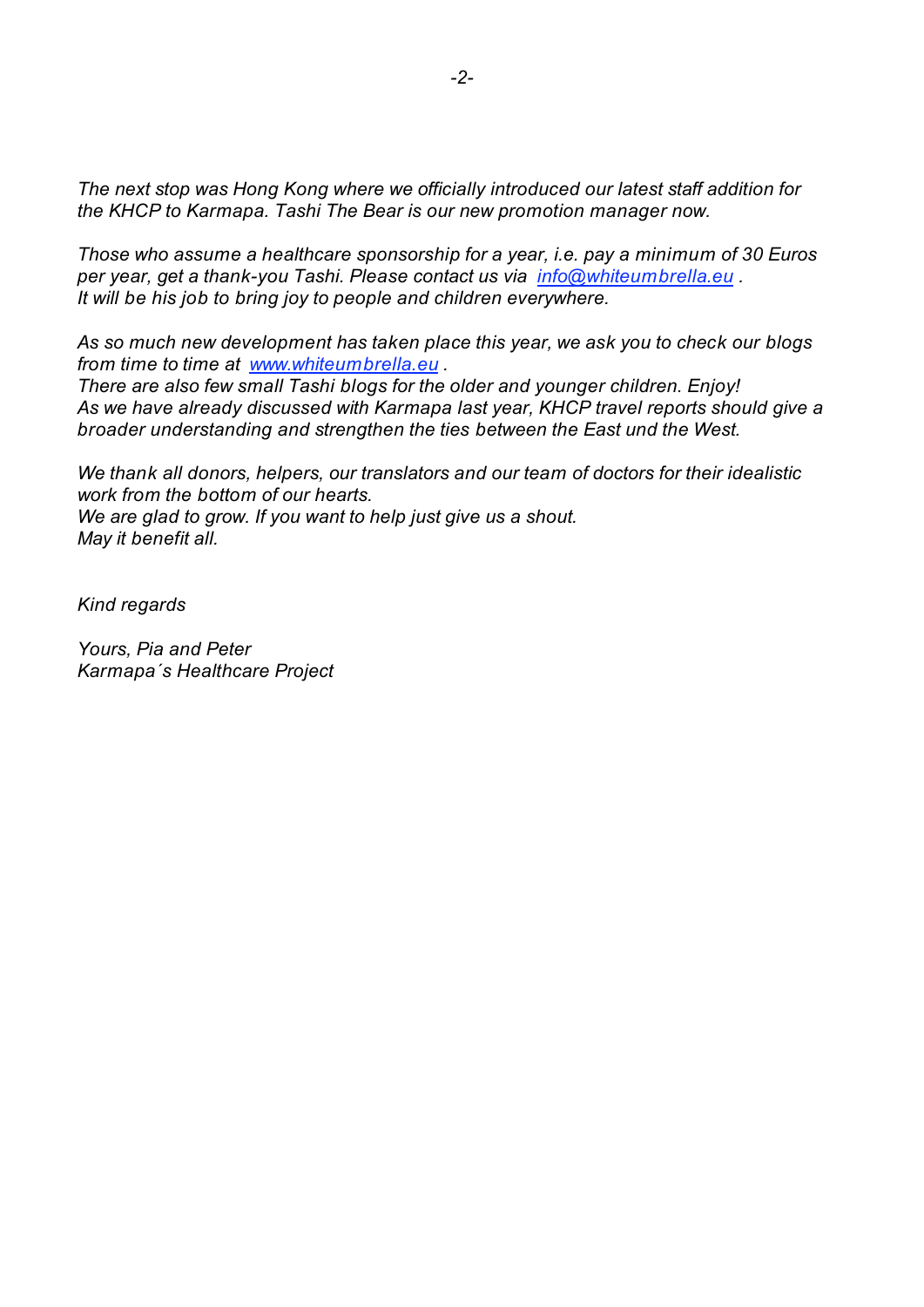*The next stop was Hong Kong where we officially introduced our latest staff addition for the KHCP to Karmapa. Tashi The Bear is our new promotion manager now.*

*Those who assume a healthcare sponsorship for a year, i.e. pay a minimum of 30 Euros per year, get a thank-you Tashi. Please contact us via [info@whiteumbrella.eu](mailto:info@whiteumbrella.eu) .*
*It will be his job to bring joy to people and children everywhere.*

*As so much new development has taken place this year, we ask you to check our blogs from time to time at [www.whiteumbrella.eu](http://www.whiteumbrella.eu) .*
*There are also few small Tashi blogs for the older and younger children. Enjoy!*
*As we have already discussed with Karmapa last year, KHCP travel reports should give a broader understanding and strengthen the ties between the East und the West.*

*We thank all donors, helpers, our translators and our team of doctors for their idealistic work from the bottom of our hearts.*
*We are glad to grow. If you want to help just give us a shout.*
*May it benefit all.*

*Kind regards*

*Yours, Pia and Peter*
*Karmapa´s Healthcare Project*